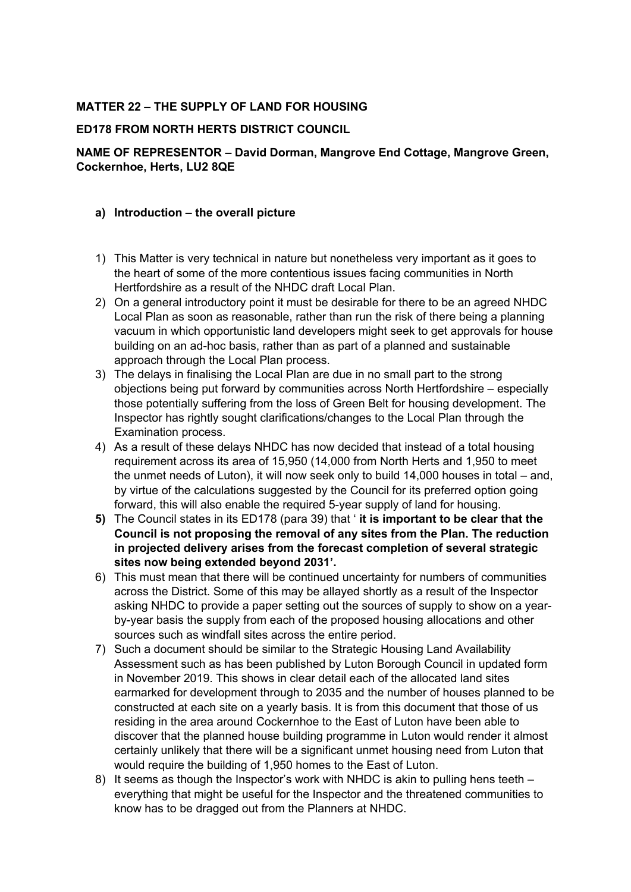**MATTER 22 – THE SUPPLY OF LAND FOR HOUSING**

**ED178 FROM NORTH HERTS DISTRICT COUNCIL**

**NAME OF REPRESENTOR – David Dorman, Mangrove End Cottage, Mangrove Green, Cockernhoe, Herts, LU2 8QE**

**a) Introduction – the overall picture**

1) This Matter is very technical in nature but nonetheless very important as it goes to the heart of some of the more contentious issues facing communities in North Hertfordshire as a result of the NHDC draft Local Plan.
2) On a general introductory point it must be desirable for there to be an agreed NHDC Local Plan as soon as reasonable, rather than run the risk of there being a planning vacuum in which opportunistic land developers might seek to get approvals for house building on an ad-hoc basis, rather than as part of a planned and sustainable approach through the Local Plan process.
3) The delays in finalising the Local Plan are due in no small part to the strong objections being put forward by communities across North Hertfordshire – especially those potentially suffering from the loss of Green Belt for housing development. The Inspector has rightly sought clarifications/changes to the Local Plan through the Examination process.
4) As a result of these delays NHDC has now decided that instead of a total housing requirement across its area of 15,950 (14,000 from North Herts and 1,950 to meet the unmet needs of Luton), it will now seek only to build 14,000 houses in total – and, by virtue of the calculations suggested by the Council for its preferred option going forward, this will also enable the required 5-year supply of land for housing.
5) The Council states in its ED178 (para 39) that ' **it is important to be clear that the Council is not proposing the removal of any sites from the Plan. The reduction in projected delivery arises from the forecast completion of several strategic sites now being extended beyond 2031'.**
6) This must mean that there will be continued uncertainty for numbers of communities across the District. Some of this may be allayed shortly as a result of the Inspector asking NHDC to provide a paper setting out the sources of supply to show on a year-by-year basis the supply from each of the proposed housing allocations and other sources such as windfall sites across the entire period.
7) Such a document should be similar to the Strategic Housing Land Availability Assessment such as has been published by Luton Borough Council in updated form in November 2019. This shows in clear detail each of the allocated land sites earmarked for development through to 2035 and the number of houses planned to be constructed at each site on a yearly basis. It is from this document that those of us residing in the area around Cockernhoe to the East of Luton have been able to discover that the planned house building programme in Luton would render it almost certainly unlikely that there will be a significant unmet housing need from Luton that would require the building of 1,950 homes to the East of Luton.
8) It seems as though the Inspector's work with NHDC is akin to pulling hens teeth – everything that might be useful for the Inspector and the threatened communities to know has to be dragged out from the Planners at NHDC.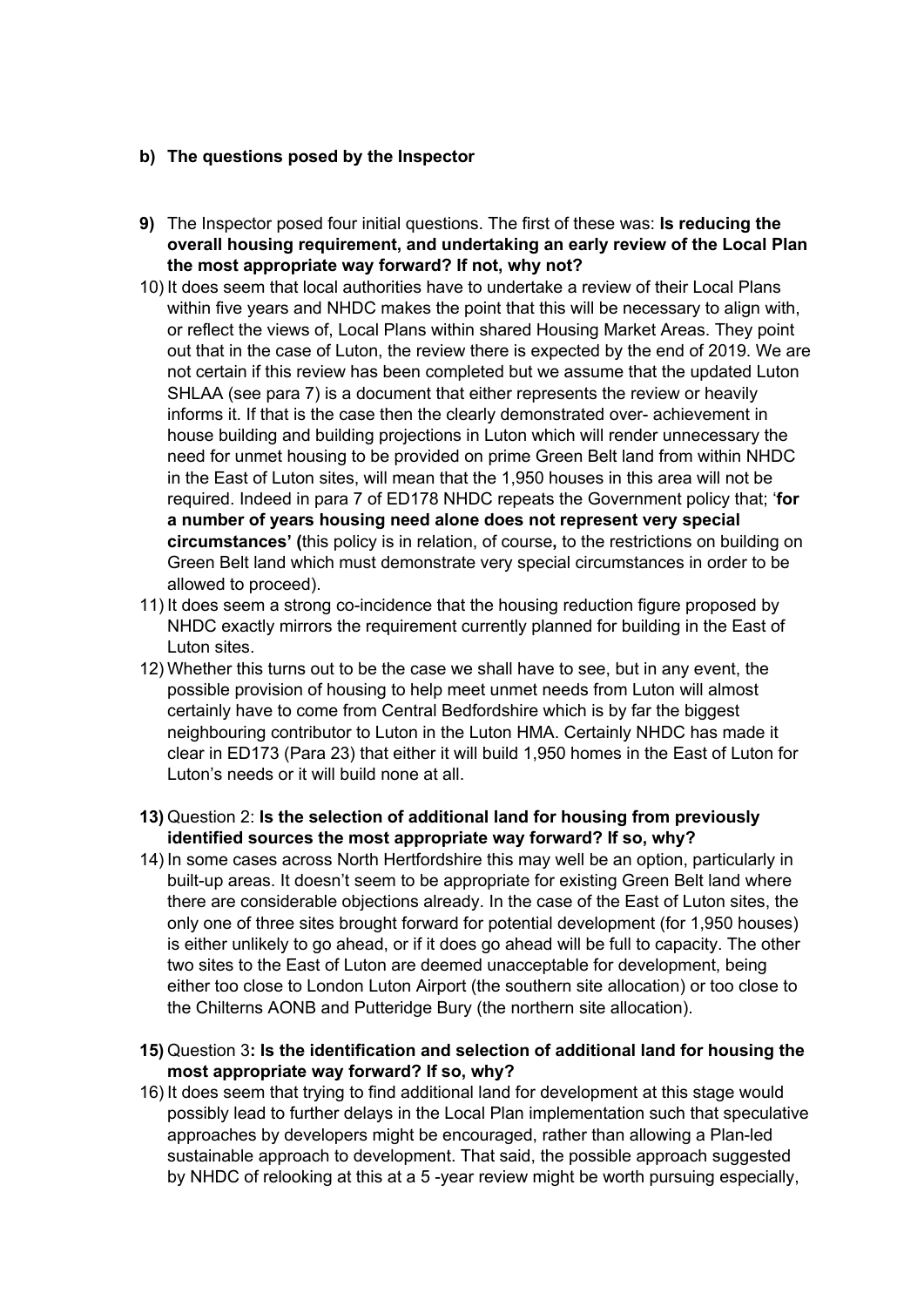**b) The questions posed by the Inspector**

**9)** The Inspector posed four initial questions. The first of these was: **Is reducing the overall housing requirement, and undertaking an early review of the Local Plan the most appropriate way forward? If not, why not?**

10) It does seem that local authorities have to undertake a review of their Local Plans within five years and NHDC makes the point that this will be necessary to align with, or reflect the views of, Local Plans within shared Housing Market Areas. They point out that in the case of Luton, the review there is expected by the end of 2019. We are not certain if this review has been completed but we assume that the updated Luton SHLAA (see para 7) is a document that either represents the review or heavily informs it. If that is the case then the clearly demonstrated over- achievement in house building and building projections in Luton which will render unnecessary the need for unmet housing to be provided on prime Green Belt land from within NHDC in the East of Luton sites, will mean that the 1,950 houses in this area will not be required. Indeed in para 7 of ED178 NHDC repeats the Government policy that; '**for a number of years housing need alone does not represent very special circumstances' (**this policy is in relation, of course**,** to the restrictions on building on Green Belt land which must demonstrate very special circumstances in order to be allowed to proceed).

11) It does seem a strong co-incidence that the housing reduction figure proposed by NHDC exactly mirrors the requirement currently planned for building in the East of Luton sites.

12) Whether this turns out to be the case we shall have to see, but in any event, the possible provision of housing to help meet unmet needs from Luton will almost certainly have to come from Central Bedfordshire which is by far the biggest neighbouring contributor to Luton in the Luton HMA. Certainly NHDC has made it clear in ED173 (Para 23) that either it will build 1,950 homes in the East of Luton for Luton's needs or it will build none at all.

**13)** Question 2: **Is the selection of additional land for housing from previously identified sources the most appropriate way forward? If so, why?**

14) In some cases across North Hertfordshire this may well be an option, particularly in built-up areas. It doesn't seem to be appropriate for existing Green Belt land where there are considerable objections already. In the case of the East of Luton sites, the only one of three sites brought forward for potential development (for 1,950 houses) is either unlikely to go ahead, or if it does go ahead will be full to capacity. The other two sites to the East of Luton are deemed unacceptable for development, being either too close to London Luton Airport (the southern site allocation) or too close to the Chilterns AONB and Putteridge Bury (the northern site allocation).

**15)** Question 3**: Is the identification and selection of additional land for housing the most appropriate way forward? If so, why?**

16) It does seem that trying to find additional land for development at this stage would possibly lead to further delays in the Local Plan implementation such that speculative approaches by developers might be encouraged, rather than allowing a Plan-led sustainable approach to development. That said, the possible approach suggested by NHDC of relooking at this at a 5 -year review might be worth pursuing especially,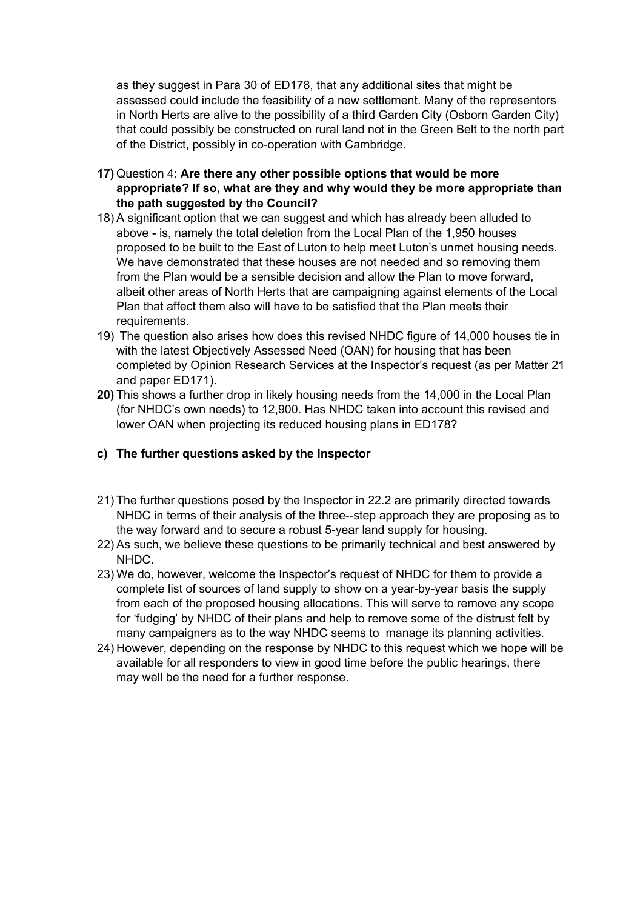as they suggest in Para 30 of ED178, that any additional sites that might be assessed could include the feasibility of a new settlement. Many of the representors in North Herts are alive to the possibility of a third Garden City (Osborn Garden City) that could possibly be constructed on rural land not in the Green Belt to the north part of the District, possibly in co-operation with Cambridge.

**17)** Question 4: **Are there any other possible options that would be more appropriate? If so, what are they and why would they be more appropriate than the path suggested by the Council?**

18) A significant option that we can suggest and which has already been alluded to above - is, namely the total deletion from the Local Plan of the 1,950 houses proposed to be built to the East of Luton to help meet Luton's unmet housing needs. We have demonstrated that these houses are not needed and so removing them from the Plan would be a sensible decision and allow the Plan to move forward, albeit other areas of North Herts that are campaigning against elements of the Local Plan that affect them also will have to be satisfied that the Plan meets their requirements.

19) The question also arises how does this revised NHDC figure of 14,000 houses tie in with the latest Objectively Assessed Need (OAN) for housing that has been completed by Opinion Research Services at the Inspector's request (as per Matter 21 and paper ED171).

**20)** This shows a further drop in likely housing needs from the 14,000 in the Local Plan (for NHDC's own needs) to 12,900. Has NHDC taken into account this revised and lower OAN when projecting its reduced housing plans in ED178?

**c) The further questions asked by the Inspector**

21) The further questions posed by the Inspector in 22.2 are primarily directed towards NHDC in terms of their analysis of the three--step approach they are proposing as to the way forward and to secure a robust 5-year land supply for housing.

22) As such, we believe these questions to be primarily technical and best answered by NHDC.

23) We do, however, welcome the Inspector's request of NHDC for them to provide a complete list of sources of land supply to show on a year-by-year basis the supply from each of the proposed housing allocations. This will serve to remove any scope for 'fudging' by NHDC of their plans and help to remove some of the distrust felt by many campaigners as to the way NHDC seems to manage its planning activities.

24) However, depending on the response by NHDC to this request which we hope will be available for all responders to view in good time before the public hearings, there may well be the need for a further response.